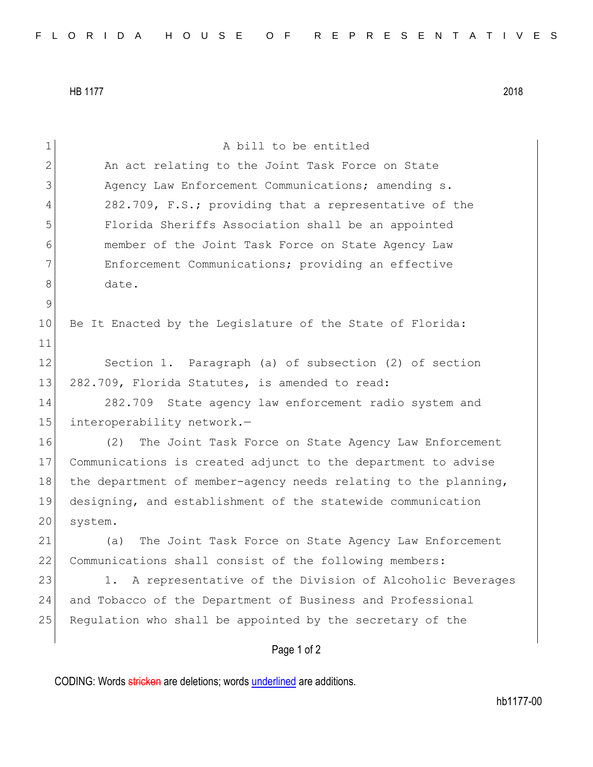A bill to be entitled

An act relating to the Joint Task Force on State Agency Law Enforcement Communications; amending s. 282.709, F.S.; providing that a representative of the Florida Sheriffs Association shall be an appointed member of the Joint Task Force on State Agency Law Enforcement Communications; providing an effective date.

Be It Enacted by the Legislature of the State of Florida:

Section 1. Paragraph (a) of subsection (2) of section 282.709, Florida Statutes, is amended to read:

282.709 State agency law enforcement radio system and interoperability network.—

(2) The Joint Task Force on State Agency Law Enforcement Communications is created adjunct to the department to advise the department of member-agency needs relating to the planning, designing, and establishment of the statewide communication system.

(a) The Joint Task Force on State Agency Law Enforcement Communications shall consist of the following members:

1. A representative of the Division of Alcoholic Beverages and Tobacco of the Department of Business and Professional Regulation who shall be appointed by the secretary of the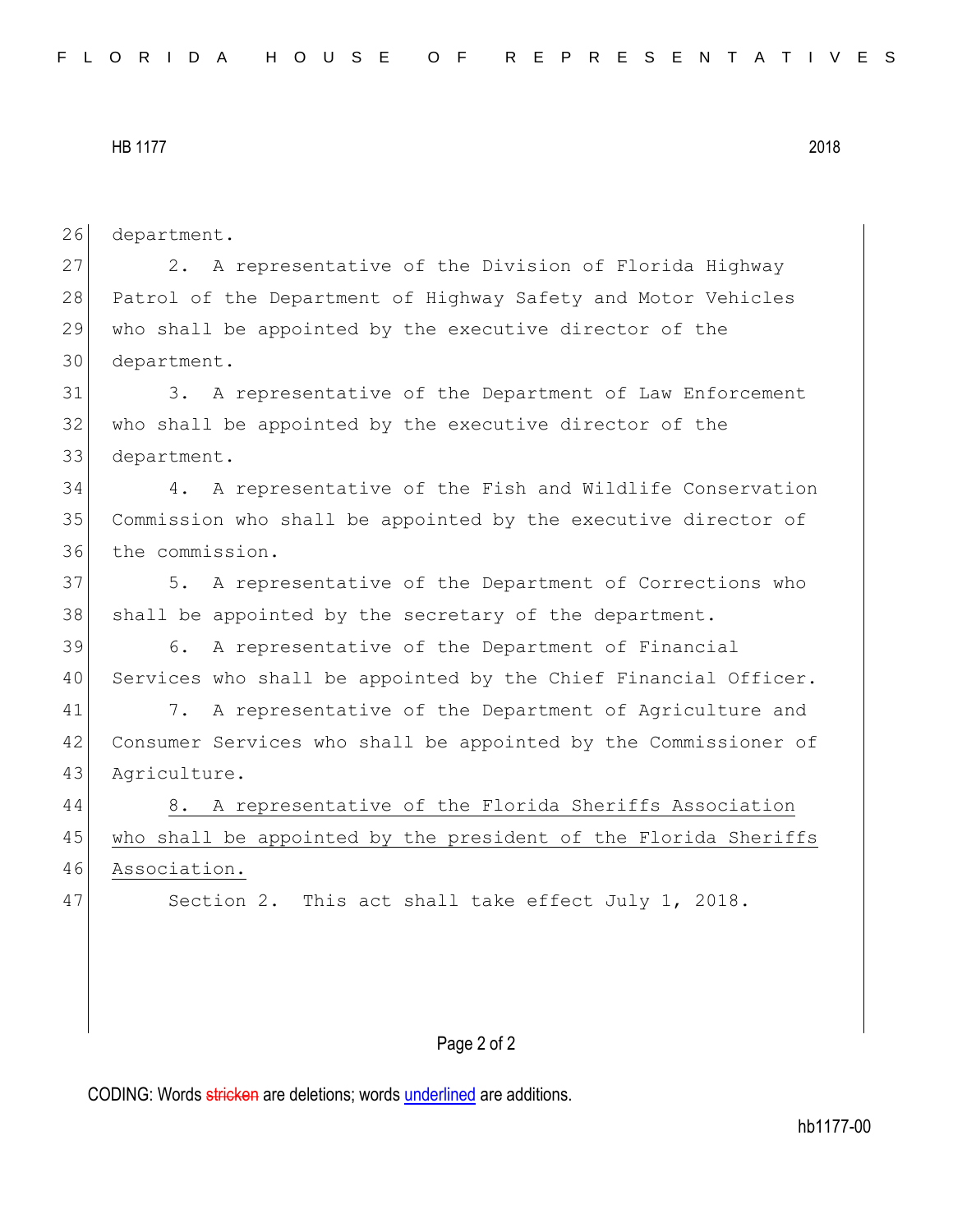department.

2. A representative of the Division of Florida Highway Patrol of the Department of Highway Safety and Motor Vehicles who shall be appointed by the executive director of the department.

3. A representative of the Department of Law Enforcement who shall be appointed by the executive director of the department.

4. A representative of the Fish and Wildlife Conservation Commission who shall be appointed by the executive director of the commission.

5. A representative of the Department of Corrections who shall be appointed by the secretary of the department.

6. A representative of the Department of Financial Services who shall be appointed by the Chief Financial Officer.

7. A representative of the Department of Agriculture and Consumer Services who shall be appointed by the Commissioner of Agriculture.

<u>8. A representative of the Florida Sheriffs Association who shall be appointed by the president of the Florida Sheriffs Association.</u>

Section 2. This act shall take effect July 1, 2018.

CODING: Words ~~stricken~~ are deletions; words <u>underlined</u> are additions.